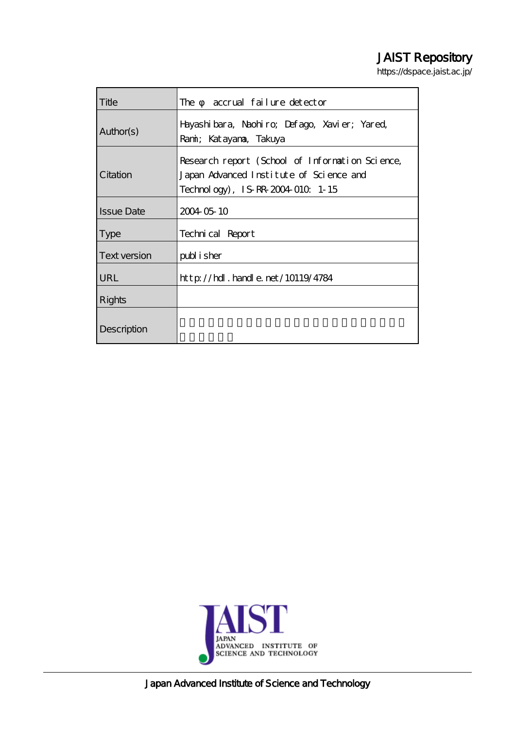JAIST Repository

https://dspace.jaist.ac.jp/

| Title | The φ accrual failure detector |
| --- | --- |
| Author(s) | Hayashibara, Naohiro; Defago, Xavier; Yared, Rami; Katayama, Takuya |
| Citation | Research report (School of Information Science, Japan Advanced Institute of Science and Technology), IS-RR-2004-010: 1-15 |
| Issue Date | 2004-05-10 |
| Type | Technical Report |
| Text version | publisher |
| URL | http://hdl.handle.net/10119/4784 |
| Rights | |
| Description | |

Japan Advanced Institute of Science and Technology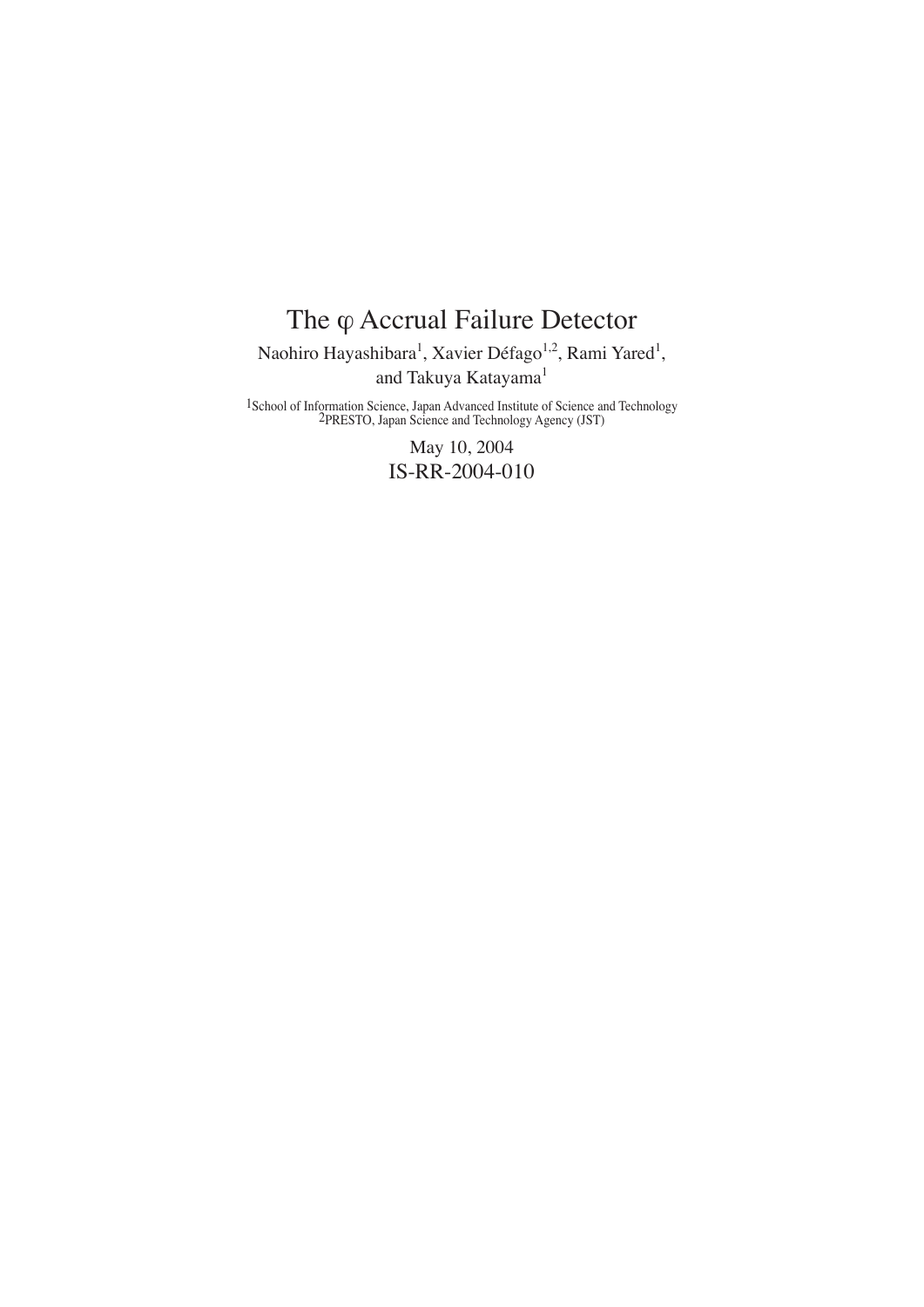# The φ Accrual Failure Detector

Naohiro Hayashibara[1], Xavier Défago[1,2], Rami Yared[1], and Takuya Katayama[1]

[1]School of Information Science, Japan Advanced Institute of Science and Technology
[2]PRESTO, Japan Science and Technology Agency (JST)

May 10, 2004

IS-RR-2004-010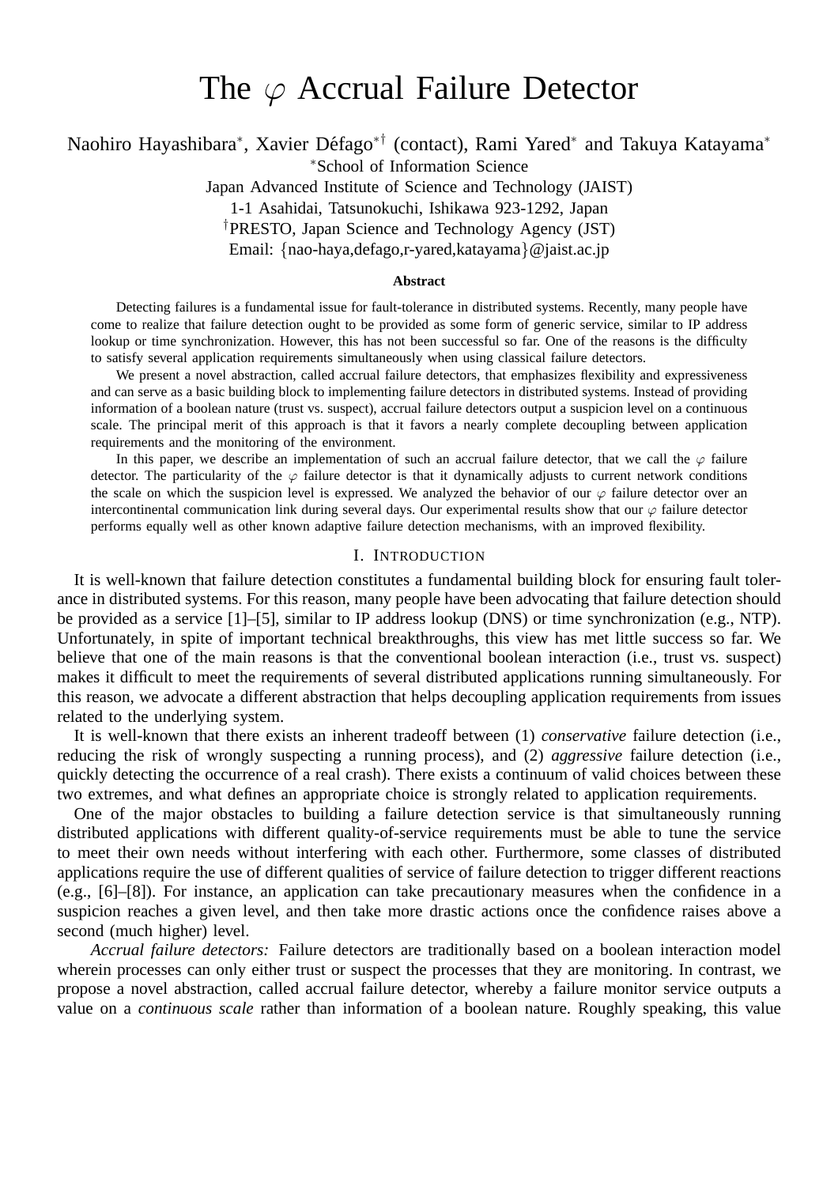# The $\varphi$ Accrual Failure Detector

Naohiro Hayashibara*, Xavier Défago*† (contact), Rami Yared* and Takuya Katayama*

*School of Information Science

Japan Advanced Institute of Science and Technology (JAIST)

1-1 Asahidai, Tatsunokuchi, Ishikawa 923-1292, Japan

†PRESTO, Japan Science and Technology Agency (JST)

Email: {nao-haya,defago,r-yared,katayama}@jaist.ac.jp

### Abstract

Detecting failures is a fundamental issue for fault-tolerance in distributed systems. Recently, many people have come to realize that failure detection ought to be provided as some form of generic service, similar to IP address lookup or time synchronization. However, this has not been successful so far. One of the reasons is the difficulty to satisfy several application requirements simultaneously when using classical failure detectors.

We present a novel abstraction, called accrual failure detectors, that emphasizes flexibility and expressiveness and can serve as a basic building block to implementing failure detectors in distributed systems. Instead of providing information of a boolean nature (trust vs. suspect), accrual failure detectors output a suspicion level on a continuous scale. The principal merit of this approach is that it favors a nearly complete decoupling between application requirements and the monitoring of the environment.

In this paper, we describe an implementation of such an accrual failure detector, that we call the $\varphi$ failure detector. The particularity of the $\varphi$ failure detector is that it dynamically adjusts to current network conditions the scale on which the suspicion level is expressed. We analyzed the behavior of our $\varphi$ failure detector over an intercontinental communication link during several days. Our experimental results show that our $\varphi$ failure detector performs equally well as other known adaptive failure detection mechanisms, with an improved flexibility.

## I. Introduction

It is well-known that failure detection constitutes a fundamental building block for ensuring fault tolerance in distributed systems. For this reason, many people have been advocating that failure detection should be provided as a service [1]–[5], similar to IP address lookup (DNS) or time synchronization (e.g., NTP). Unfortunately, in spite of important technical breakthroughs, this view has met little success so far. We believe that one of the main reasons is that the conventional boolean interaction (i.e., trust vs. suspect) makes it difficult to meet the requirements of several distributed applications running simultaneously. For this reason, we advocate a different abstraction that helps decoupling application requirements from issues related to the underlying system.

It is well-known that there exists an inherent tradeoff between (1) *conservative* failure detection (i.e., reducing the risk of wrongly suspecting a running process), and (2) *aggressive* failure detection (i.e., quickly detecting the occurrence of a real crash). There exists a continuum of valid choices between these two extremes, and what defines an appropriate choice is strongly related to application requirements.

One of the major obstacles to building a failure detection service is that simultaneously running distributed applications with different quality-of-service requirements must be able to tune the service to meet their own needs without interfering with each other. Furthermore, some classes of distributed applications require the use of different qualities of service of failure detection to trigger different reactions (e.g., [6]–[8]). For instance, an application can take precautionary measures when the confidence in a suspicion reaches a given level, and then take more drastic actions once the confidence raises above a second (much higher) level.

*Accrual failure detectors:* Failure detectors are traditionally based on a boolean interaction model wherein processes can only either trust or suspect the processes that they are monitoring. In contrast, we propose a novel abstraction, called accrual failure detector, whereby a failure monitor service outputs a value on a *continuous scale* rather than information of a boolean nature. Roughly speaking, this value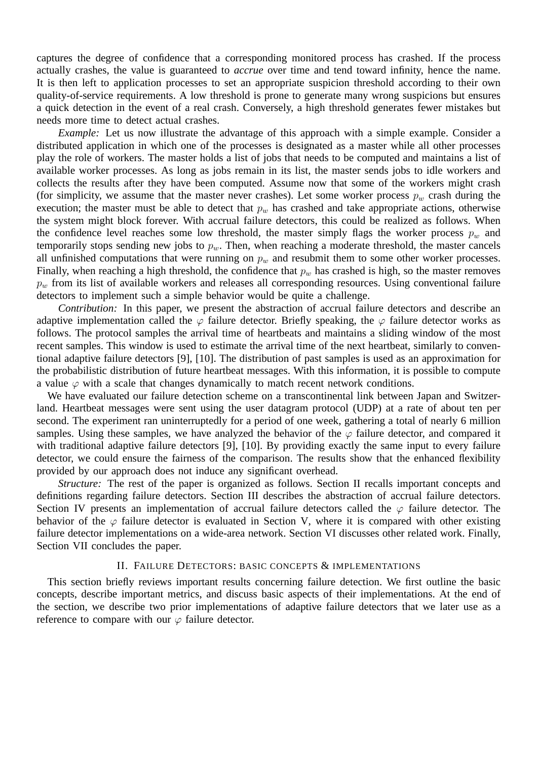captures the degree of confidence that a corresponding monitored process has crashed. If the process actually crashes, the value is guaranteed to *accrue* over time and tend toward infinity, hence the name. It is then left to application processes to set an appropriate suspicion threshold according to their own quality-of-service requirements. A low threshold is prone to generate many wrong suspicions but ensures a quick detection in the event of a real crash. Conversely, a high threshold generates fewer mistakes but needs more time to detect actual crashes.

*Example:* Let us now illustrate the advantage of this approach with a simple example. Consider a distributed application in which one of the processes is designated as a master while all other processes play the role of workers. The master holds a list of jobs that needs to be computed and maintains a list of available worker processes. As long as jobs remain in its list, the master sends jobs to idle workers and collects the results after they have been computed. Assume now that some of the workers might crash (for simplicity, we assume that the master never crashes). Let some worker process $p_w$ crash during the execution; the master must be able to detect that $p_w$ has crashed and take appropriate actions, otherwise the system might block forever. With accrual failure detectors, this could be realized as follows. When the confidence level reaches some low threshold, the master simply flags the worker process $p_w$ and temporarily stops sending new jobs to $p_w$. Then, when reaching a moderate threshold, the master cancels all unfinished computations that were running on $p_w$ and resubmit them to some other worker processes. Finally, when reaching a high threshold, the confidence that $p_w$ has crashed is high, so the master removes $p_w$ from its list of available workers and releases all corresponding resources. Using conventional failure detectors to implement such a simple behavior would be quite a challenge.

*Contribution:* In this paper, we present the abstraction of accrual failure detectors and describe an adaptive implementation called the $\varphi$ failure detector. Briefly speaking, the $\varphi$ failure detector works as follows. The protocol samples the arrival time of heartbeats and maintains a sliding window of the most recent samples. This window is used to estimate the arrival time of the next heartbeat, similarly to conventional adaptive failure detectors [9], [10]. The distribution of past samples is used as an approximation for the probabilistic distribution of future heartbeat messages. With this information, it is possible to compute a value $\varphi$ with a scale that changes dynamically to match recent network conditions.

We have evaluated our failure detection scheme on a transcontinental link between Japan and Switzerland. Heartbeat messages were sent using the user datagram protocol (UDP) at a rate of about ten per second. The experiment ran uninterruptedly for a period of one week, gathering a total of nearly 6 million samples. Using these samples, we have analyzed the behavior of the $\varphi$ failure detector, and compared it with traditional adaptive failure detectors [9], [10]. By providing exactly the same input to every failure detector, we could ensure the fairness of the comparison. The results show that the enhanced flexibility provided by our approach does not induce any significant overhead.

*Structure:* The rest of the paper is organized as follows. Section II recalls important concepts and definitions regarding failure detectors. Section III describes the abstraction of accrual failure detectors. Section IV presents an implementation of accrual failure detectors called the $\varphi$ failure detector. The behavior of the $\varphi$ failure detector is evaluated in Section V, where it is compared with other existing failure detector implementations on a wide-area network. Section VI discusses other related work. Finally, Section VII concludes the paper.

## II. Failure Detectors: basic concepts & implementations

This section briefly reviews important results concerning failure detection. We first outline the basic concepts, describe important metrics, and discuss basic aspects of their implementations. At the end of the section, we describe two prior implementations of adaptive failure detectors that we later use as a reference to compare with our $\varphi$ failure detector.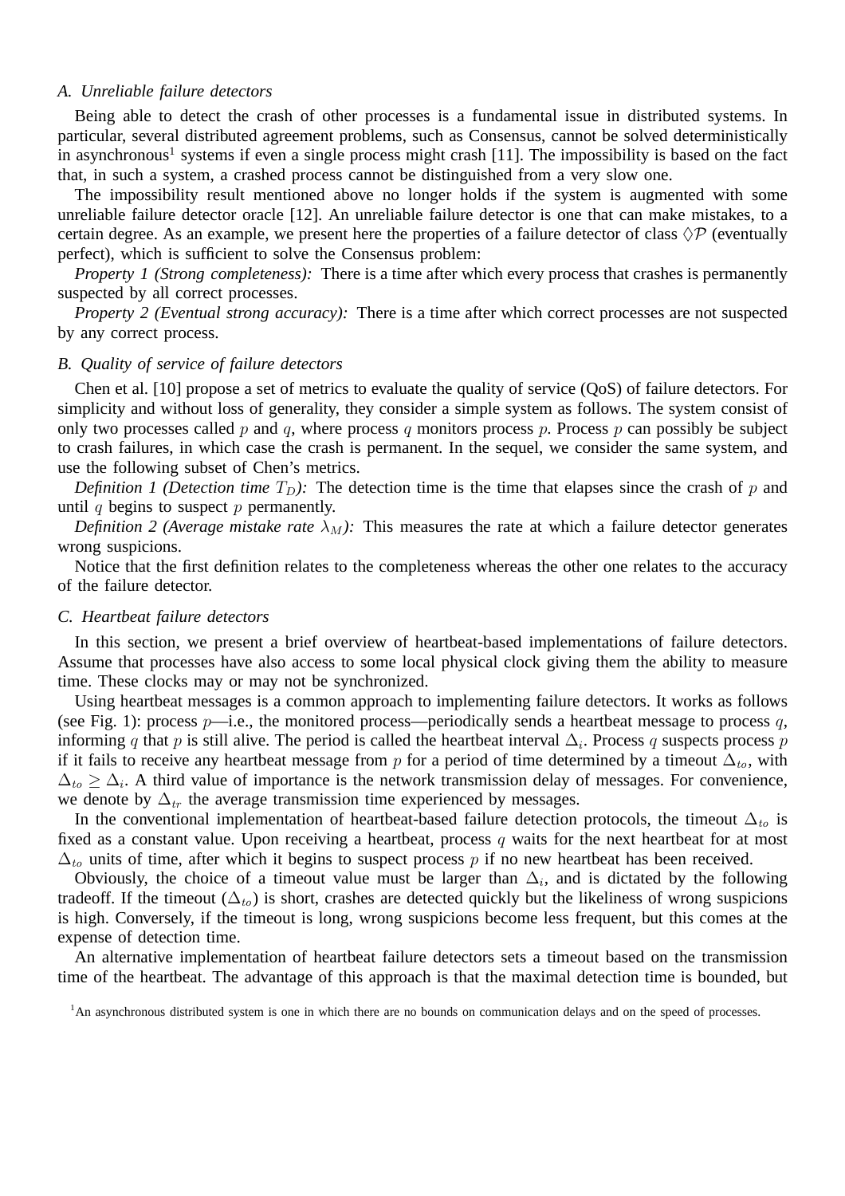### A. Unreliable failure detectors

Being able to detect the crash of other processes is a fundamental issue in distributed systems. In particular, several distributed agreement problems, such as Consensus, cannot be solved deterministically in asynchronous[1] systems if even a single process might crash [11]. The impossibility is based on the fact that, in such a system, a crashed process cannot be distinguished from a very slow one.

The impossibility result mentioned above no longer holds if the system is augmented with some unreliable failure detector oracle [12]. An unreliable failure detector is one that can make mistakes, to a certain degree. As an example, we present here the properties of a failure detector of class $\Diamond\mathcal{P}$ (eventually perfect), which is sufficient to solve the Consensus problem:

*Property 1 (Strong completeness):* There is a time after which every process that crashes is permanently suspected by all correct processes.

*Property 2 (Eventual strong accuracy):* There is a time after which correct processes are not suspected by any correct process.

### B. Quality of service of failure detectors

Chen et al. [10] propose a set of metrics to evaluate the quality of service (QoS) of failure detectors. For simplicity and without loss of generality, they consider a simple system as follows. The system consist of only two processes called $p$ and $q$, where process $q$ monitors process $p$. Process $p$ can possibly be subject to crash failures, in which case the crash is permanent. In the sequel, we consider the same system, and use the following subset of Chen's metrics.

*Definition 1 (Detection time $T_D$):* The detection time is the time that elapses since the crash of $p$ and until $q$ begins to suspect $p$ permanently.

*Definition 2 (Average mistake rate $\lambda_M$):* This measures the rate at which a failure detector generates wrong suspicions.

Notice that the first definition relates to the completeness whereas the other one relates to the accuracy of the failure detector.

### C. Heartbeat failure detectors

In this section, we present a brief overview of heartbeat-based implementations of failure detectors. Assume that processes have also access to some local physical clock giving them the ability to measure time. These clocks may or may not be synchronized.

Using heartbeat messages is a common approach to implementing failure detectors. It works as follows (see Fig. 1): process $p$—i.e., the monitored process—periodically sends a heartbeat message to process $q$, informing $q$ that $p$ is still alive. The period is called the heartbeat interval $\Delta_i$. Process $q$ suspects process $p$ if it fails to receive any heartbeat message from $p$ for a period of time determined by a timeout $\Delta_{to}$, with $\Delta_{to} \geq \Delta_i$. A third value of importance is the network transmission delay of messages. For convenience, we denote by $\Delta_{tr}$ the average transmission time experienced by messages.

In the conventional implementation of heartbeat-based failure detection protocols, the timeout $\Delta_{to}$ is fixed as a constant value. Upon receiving a heartbeat, process $q$ waits for the next heartbeat for at most $\Delta_{to}$ units of time, after which it begins to suspect process $p$ if no new heartbeat has been received.

Obviously, the choice of a timeout value must be larger than $\Delta_i$, and is dictated by the following tradeoff. If the timeout ($\Delta_{to}$) is short, crashes are detected quickly but the likeliness of wrong suspicions is high. Conversely, if the timeout is long, wrong suspicions become less frequent, but this comes at the expense of detection time.

An alternative implementation of heartbeat failure detectors sets a timeout based on the transmission time of the heartbeat. The advantage of this approach is that the maximal detection time is bounded, but

[1] An asynchronous distributed system is one in which there are no bounds on communication delays and on the speed of processes.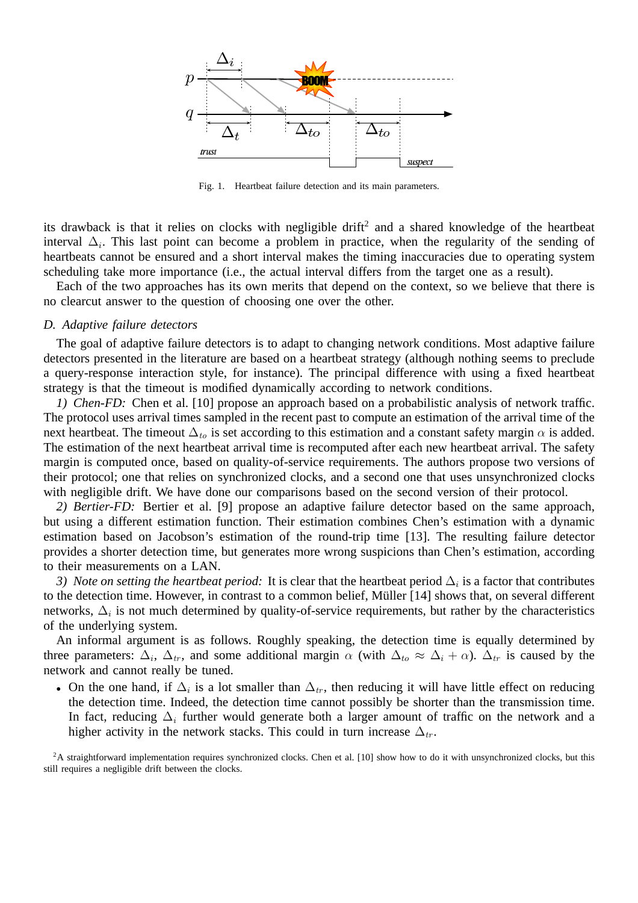Fig. 1. Heartbeat failure detection and its main parameters.

its drawback is that it relies on clocks with negligible drift[2] and a shared knowledge of the heartbeat interval $\Delta_i$. This last point can become a problem in practice, when the regularity of the sending of heartbeats cannot be ensured and a short interval makes the timing inaccuracies due to operating system scheduling take more importance (i.e., the actual interval differs from the target one as a result).

Each of the two approaches has its own merits that depend on the context, so we believe that there is no clearcut answer to the question of choosing one over the other.

### D. Adaptive failure detectors

The goal of adaptive failure detectors is to adapt to changing network conditions. Most adaptive failure detectors presented in the literature are based on a heartbeat strategy (although nothing seems to preclude a query-response interaction style, for instance). The principal difference with using a fixed heartbeat strategy is that the timeout is modified dynamically according to network conditions.

*1) Chen-FD:* Chen et al. [10] propose an approach based on a probabilistic analysis of network traffic. The protocol uses arrival times sampled in the recent past to compute an estimation of the arrival time of the next heartbeat. The timeout $\Delta_{to}$ is set according to this estimation and a constant safety margin $\alpha$ is added. The estimation of the next heartbeat arrival time is recomputed after each new heartbeat arrival. The safety margin is computed once, based on quality-of-service requirements. The authors propose two versions of their protocol; one that relies on synchronized clocks, and a second one that uses unsynchronized clocks with negligible drift. We have done our comparisons based on the second version of their protocol.

*2) Bertier-FD:* Bertier et al. [9] propose an adaptive failure detector based on the same approach, but using a different estimation function. Their estimation combines Chen's estimation with a dynamic estimation based on Jacobson's estimation of the round-trip time [13]. The resulting failure detector provides a shorter detection time, but generates more wrong suspicions than Chen's estimation, according to their measurements on a LAN.

*3) Note on setting the heartbeat period:* It is clear that the heartbeat period $\Delta_i$ is a factor that contributes to the detection time. However, in contrast to a common belief, Müller [14] shows that, on several different networks, $\Delta_i$ is not much determined by quality-of-service requirements, but rather by the characteristics of the underlying system.

An informal argument is as follows. Roughly speaking, the detection time is equally determined by three parameters: $\Delta_i$, $\Delta_{tr}$, and some additional margin $\alpha$ (with $\Delta_{to} \approx \Delta_i + \alpha$). $\Delta_{tr}$ is caused by the network and cannot really be tuned.

- On the one hand, if $\Delta_i$ is a lot smaller than $\Delta_{tr}$, then reducing it will have little effect on reducing the detection time. Indeed, the detection time cannot possibly be shorter than the transmission time. In fact, reducing $\Delta_i$ further would generate both a larger amount of traffic on the network and a higher activity in the network stacks. This could in turn increase $\Delta_{tr}$.

[2]A straightforward implementation requires synchronized clocks. Chen et al. [10] show how to do it with unsynchronized clocks, but this still requires a negligible drift between the clocks.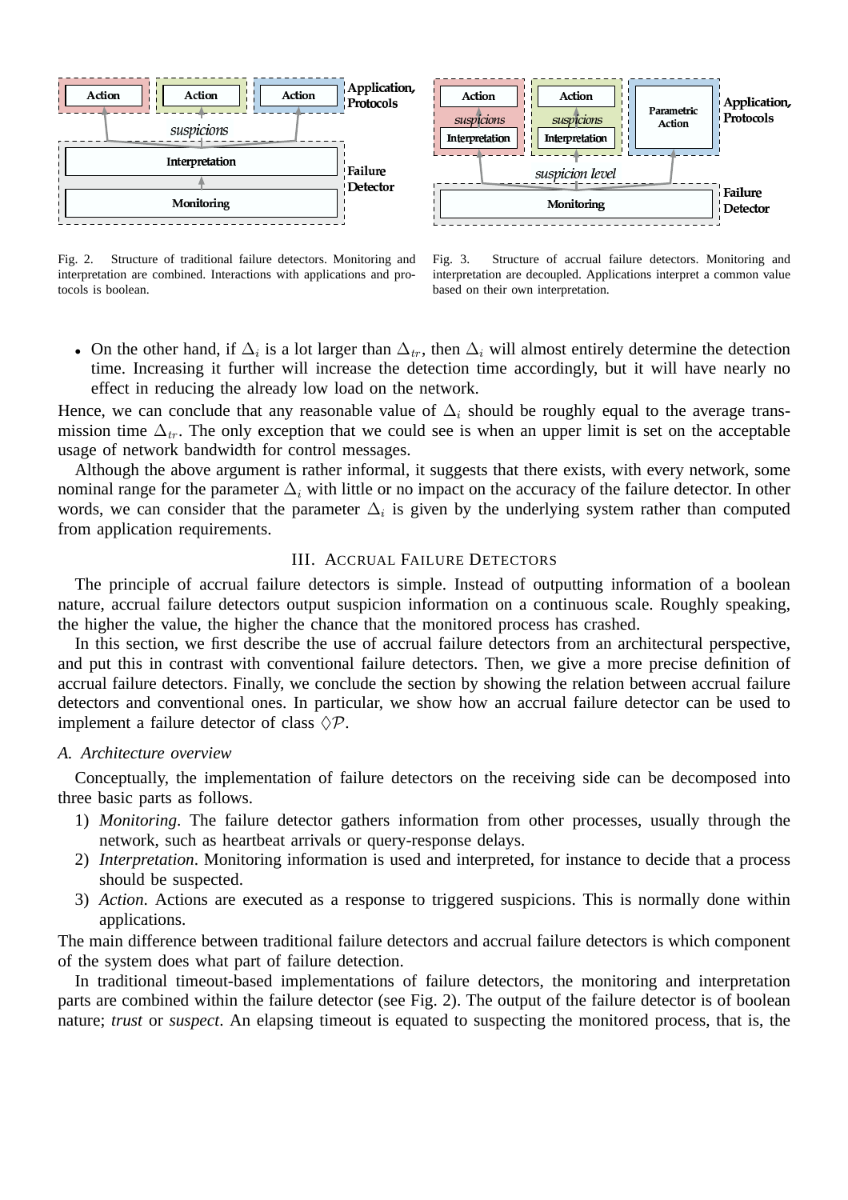Fig. 2. Structure of traditional failure detectors. Monitoring and interpretation are combined. Interactions with applications and protocols is boolean.

Fig. 3. Structure of accrual failure detectors. Monitoring and interpretation are decoupled. Applications interpret a common value based on their own interpretation.

- On the other hand, if $\Delta_i$ is a lot larger than $\Delta_{tr}$, then $\Delta_i$ will almost entirely determine the detection time. Increasing it further will increase the detection time accordingly, but it will have nearly no effect in reducing the already low load on the network.

Hence, we can conclude that any reasonable value of $\Delta_i$ should be roughly equal to the average transmission time $\Delta_{tr}$. The only exception that we could see is when an upper limit is set on the acceptable usage of network bandwidth for control messages.

Although the above argument is rather informal, it suggests that there exists, with every network, some nominal range for the parameter $\Delta_i$ with little or no impact on the accuracy of the failure detector. In other words, we can consider that the parameter $\Delta_i$ is given by the underlying system rather than computed from application requirements.

## III. Accrual Failure Detectors

The principle of accrual failure detectors is simple. Instead of outputting information of a boolean nature, accrual failure detectors output suspicion information on a continuous scale. Roughly speaking, the higher the value, the higher the chance that the monitored process has crashed.

In this section, we first describe the use of accrual failure detectors from an architectural perspective, and put this in contrast with conventional failure detectors. Then, we give a more precise definition of accrual failure detectors. Finally, we conclude the section by showing the relation between accrual failure detectors and conventional ones. In particular, we show how an accrual failure detector can be used to implement a failure detector of class $\Diamond\mathcal{P}$.

### A. Architecture overview

Conceptually, the implementation of failure detectors on the receiving side can be decomposed into three basic parts as follows.

1) *Monitoring*. The failure detector gathers information from other processes, usually through the network, such as heartbeat arrivals or query-response delays.
2) *Interpretation*. Monitoring information is used and interpreted, for instance to decide that a process should be suspected.
3) *Action*. Actions are executed as a response to triggered suspicions. This is normally done within applications.

The main difference between traditional failure detectors and accrual failure detectors is which component of the system does what part of failure detection.

In traditional timeout-based implementations of failure detectors, the monitoring and interpretation parts are combined within the failure detector (see Fig. 2). The output of the failure detector is of boolean nature; *trust* or *suspect*. An elapsing timeout is equated to suspecting the monitored process, that is, the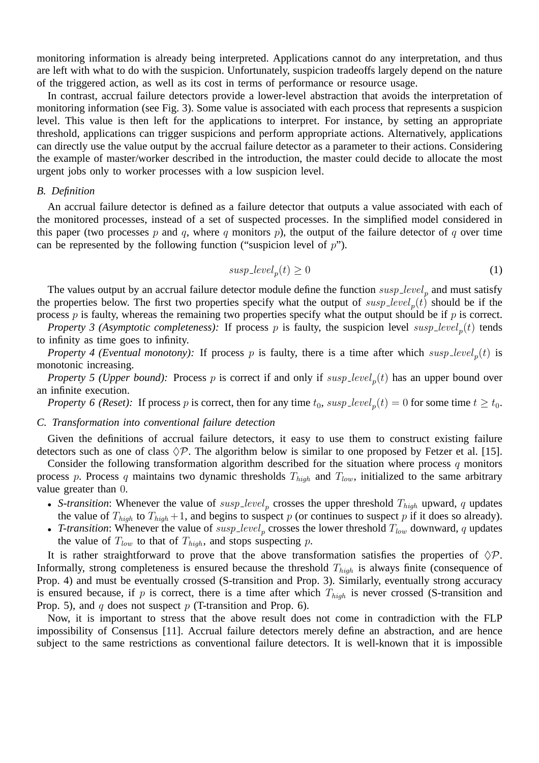monitoring information is already being interpreted. Applications cannot do any interpretation, and thus are left with what to do with the suspicion. Unfortunately, suspicion tradeoffs largely depend on the nature of the triggered action, as well as its cost in terms of performance or resource usage.

In contrast, accrual failure detectors provide a lower-level abstraction that avoids the interpretation of monitoring information (see Fig. 3). Some value is associated with each process that represents a suspicion level. This value is then left for the applications to interpret. For instance, by setting an appropriate threshold, applications can trigger suspicions and perform appropriate actions. Alternatively, applications can directly use the value output by the accrual failure detector as a parameter to their actions. Considering the example of master/worker described in the introduction, the master could decide to allocate the most urgent jobs only to worker processes with a low suspicion level.

### B. Definition

An accrual failure detector is defined as a failure detector that outputs a value associated with each of the monitored processes, instead of a set of suspected processes. In the simplified model considered in this paper (two processes $p$ and $q$, where $q$ monitors $p$), the output of the failure detector of $q$ over time can be represented by the following function ("suspicion level of $p$").

$$susp\_level_p(t) \geq 0 \tag{1}$$

The values output by an accrual failure detector module define the function $susp\_level_p$ and must satisfy the properties below. The first two properties specify what the output of $susp\_level_p(t)$ should be if the process $p$ is faulty, whereas the remaining two properties specify what the output should be if $p$ is correct.

*Property 3 (Asymptotic completeness):* If process $p$ is faulty, the suspicion level $susp\_level_p(t)$ tends to infinity as time goes to infinity.

*Property 4 (Eventual monotony):* If process $p$ is faulty, there is a time after which $susp\_level_p(t)$ is monotonic increasing.

*Property 5 (Upper bound):* Process $p$ is correct if and only if $susp\_level_p(t)$ has an upper bound over an infinite execution.

*Property 6 (Reset):* If process $p$ is correct, then for any time $t_0$, $susp\_level_p(t) = 0$ for some time $t \geq t_0$.

### C. Transformation into conventional failure detection

Given the definitions of accrual failure detectors, it easy to use them to construct existing failure detectors such as one of class $\Diamond\mathcal{P}$. The algorithm below is similar to one proposed by Fetzer et al. [15].

Consider the following transformation algorithm described for the situation where process $q$ monitors process $p$. Process $q$ maintains two dynamic thresholds $T_{high}$ and $T_{low}$, initialized to the same arbitrary value greater than $0$.

- *S-transition*: Whenever the value of $susp\_level_p$ crosses the upper threshold $T_{high}$ upward, $q$ updates the value of $T_{high}$ to $T_{high}+1$, and begins to suspect $p$ (or continues to suspect $p$ if it does so already).
- *T-transition*: Whenever the value of $susp\_level_p$ crosses the lower threshold $T_{low}$ downward, $q$ updates the value of $T_{low}$ to that of $T_{high}$, and stops suspecting $p$.

It is rather straightforward to prove that the above transformation satisfies the properties of $\Diamond\mathcal{P}$. Informally, strong completeness is ensured because the threshold $T_{high}$ is always finite (consequence of Prop. 4) and must be eventually crossed (S-transition and Prop. 3). Similarly, eventually strong accuracy is ensured because, if $p$ is correct, there is a time after which $T_{high}$ is never crossed (S-transition and Prop. 5), and $q$ does not suspect $p$ (T-transition and Prop. 6).

Now, it is important to stress that the above result does not come in contradiction with the FLP impossibility of Consensus [11]. Accrual failure detectors merely define an abstraction, and are hence subject to the same restrictions as conventional failure detectors. It is well-known that it is impossible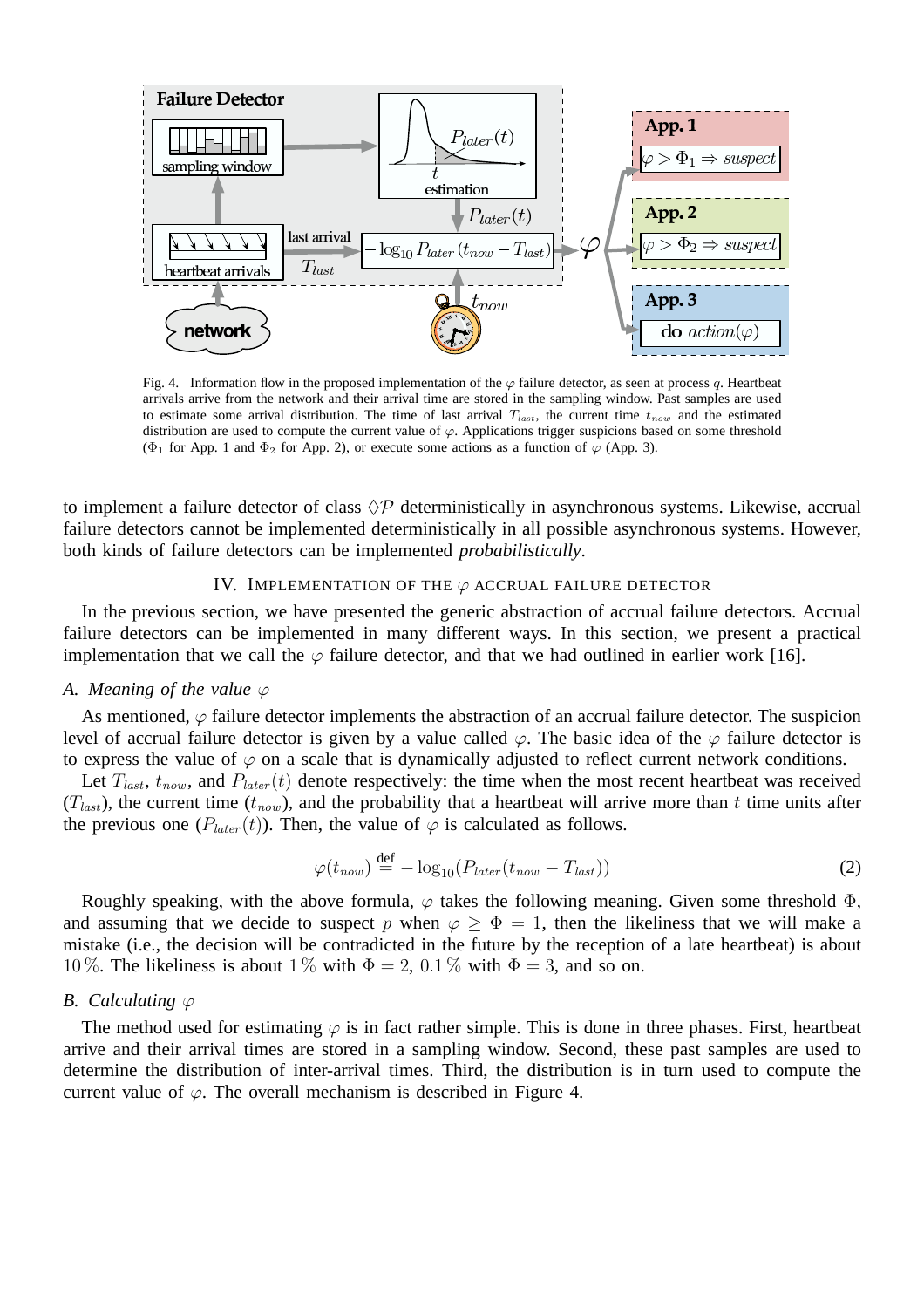Fig. 4. Information flow in the proposed implementation of the $\varphi$ failure detector, as seen at process $q$. Heartbeat arrivals arrive from the network and their arrival time are stored in the sampling window. Past samples are used to estimate some arrival distribution. The time of last arrival $T_{last}$, the current time $t_{now}$ and the estimated distribution are used to compute the current value of $\varphi$. Applications trigger suspicions based on some threshold ($\Phi_1$ for App. 1 and $\Phi_2$ for App. 2), or execute some actions as a function of $\varphi$ (App. 3).

to implement a failure detector of class $\Diamond\mathcal{P}$ deterministically in asynchronous systems. Likewise, accrual failure detectors cannot be implemented deterministically in all possible asynchronous systems. However, both kinds of failure detectors can be implemented *probabilistically*.

## IV. Implementation of the $\varphi$ Accrual Failure Detector

In the previous section, we have presented the generic abstraction of accrual failure detectors. Accrual failure detectors can be implemented in many different ways. In this section, we present a practical implementation that we call the $\varphi$ failure detector, and that we had outlined in earlier work [16].

### A. Meaning of the value $\varphi$

As mentioned, $\varphi$ failure detector implements the abstraction of an accrual failure detector. The suspicion level of accrual failure detector is given by a value called $\varphi$. The basic idea of the $\varphi$ failure detector is to express the value of $\varphi$ on a scale that is dynamically adjusted to reflect current network conditions.

Let $T_{last}$, $t_{now}$, and $P_{later}(t)$ denote respectively: the time when the most recent heartbeat was received ($T_{last}$), the current time ($t_{now}$), and the probability that a heartbeat will arrive more than $t$ time units after the previous one ($P_{later}(t)$). Then, the value of $\varphi$ is calculated as follows.

$$\varphi(t_{now}) \stackrel{\text{def}}{=} -\log_{10}(P_{later}(t_{now} - T_{last})) \tag{2}$$

Roughly speaking, with the above formula, $\varphi$ takes the following meaning. Given some threshold $\Phi$, and assuming that we decide to suspect $p$ when $\varphi \geq \Phi = 1$, then the likeliness that we will make a mistake (i.e., the decision will be contradicted in the future by the reception of a late heartbeat) is about $10\,\%$. The likeliness is about $1\,\%$ with $\Phi = 2$, $0.1\,\%$ with $\Phi = 3$, and so on.

### B. Calculating $\varphi$

The method used for estimating $\varphi$ is in fact rather simple. This is done in three phases. First, heartbeat arrive and their arrival times are stored in a sampling window. Second, these past samples are used to determine the distribution of inter-arrival times. Third, the distribution is in turn used to compute the current value of $\varphi$. The overall mechanism is described in Figure 4.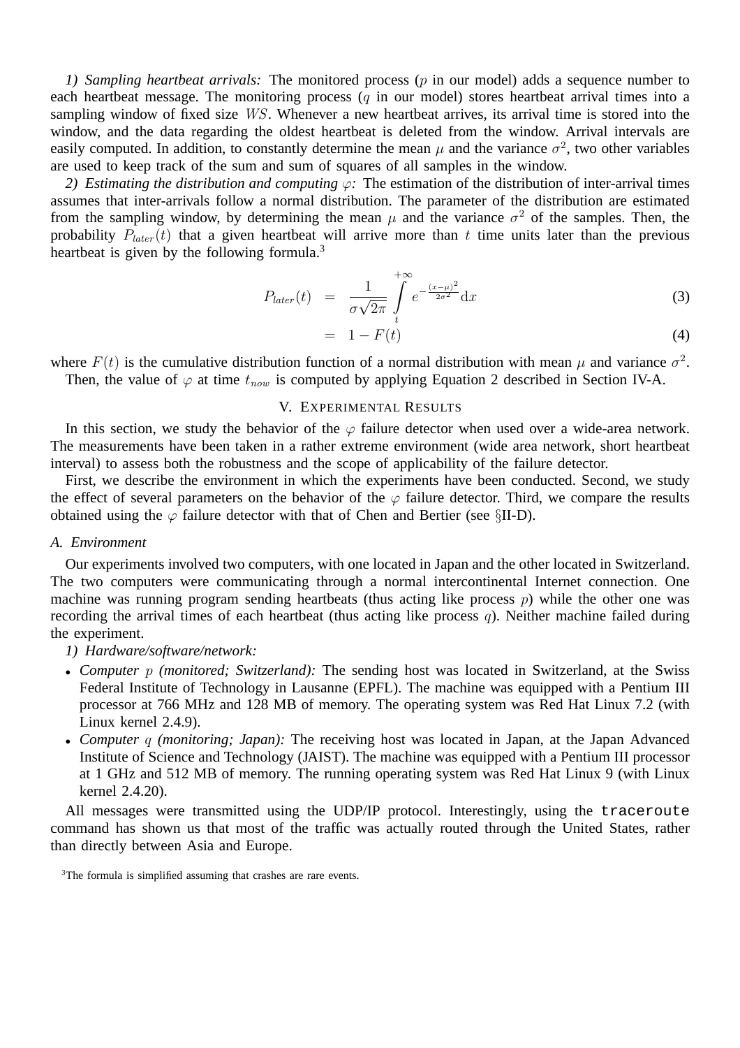*1) Sampling heartbeat arrivals:* The monitored process ($p$ in our model) adds a sequence number to each heartbeat message. The monitoring process ($q$ in our model) stores heartbeat arrival times into a sampling window of fixed size $WS$. Whenever a new heartbeat arrives, its arrival time is stored into the window, and the data regarding the oldest heartbeat is deleted from the window. Arrival intervals are easily computed. In addition, to constantly determine the mean $\mu$ and the variance $\sigma^2$, two other variables are used to keep track of the sum and sum of squares of all samples in the window.

*2) Estimating the distribution and computing $\varphi$:* The estimation of the distribution of inter-arrival times assumes that inter-arrivals follow a normal distribution. The parameter of the distribution are estimated from the sampling window, by determining the mean $\mu$ and the variance $\sigma^2$ of the samples. Then, the probability $P_{later}(t)$ that a given heartbeat will arrive more than $t$ time units later than the previous heartbeat is given by the following formula.[3]

$$P_{later}(t) = \frac{1}{\sigma\sqrt{2\pi}} \int_{t}^{+\infty} e^{-\frac{(x-\mu)^2}{2\sigma^2}} \mathrm{d}x \tag{3}$$

$$= 1 - F(t) \tag{4}$$

where $F(t)$ is the cumulative distribution function of a normal distribution with mean $\mu$ and variance $\sigma^2$.

Then, the value of $\varphi$ at time $t_{now}$ is computed by applying Equation 2 described in Section IV-A.

## V. Experimental Results

In this section, we study the behavior of the $\varphi$ failure detector when used over a wide-area network. The measurements have been taken in a rather extreme environment (wide area network, short heartbeat interval) to assess both the robustness and the scope of applicability of the failure detector.

First, we describe the environment in which the experiments have been conducted. Second, we study the effect of several parameters on the behavior of the $\varphi$ failure detector. Third, we compare the results obtained using the $\varphi$ failure detector with that of Chen and Bertier (see §II-D).

### A. Environment

Our experiments involved two computers, with one located in Japan and the other located in Switzerland. The two computers were communicating through a normal intercontinental Internet connection. One machine was running program sending heartbeats (thus acting like process $p$) while the other one was recording the arrival times of each heartbeat (thus acting like process $q$). Neither machine failed during the experiment.

*1) Hardware/software/network:*

- *Computer $p$ (monitored; Switzerland):* The sending host was located in Switzerland, at the Swiss Federal Institute of Technology in Lausanne (EPFL). The machine was equipped with a Pentium III processor at 766 MHz and 128 MB of memory. The operating system was Red Hat Linux 7.2 (with Linux kernel 2.4.9).
- *Computer $q$ (monitoring; Japan):* The receiving host was located in Japan, at the Japan Advanced Institute of Science and Technology (JAIST). The machine was equipped with a Pentium III processor at 1 GHz and 512 MB of memory. The running operating system was Red Hat Linux 9 (with Linux kernel 2.4.20).

All messages were transmitted using the UDP/IP protocol. Interestingly, using the `traceroute` command has shown us that most of the traffic was actually routed through the United States, rather than directly between Asia and Europe.

[3] The formula is simplified assuming that crashes are rare events.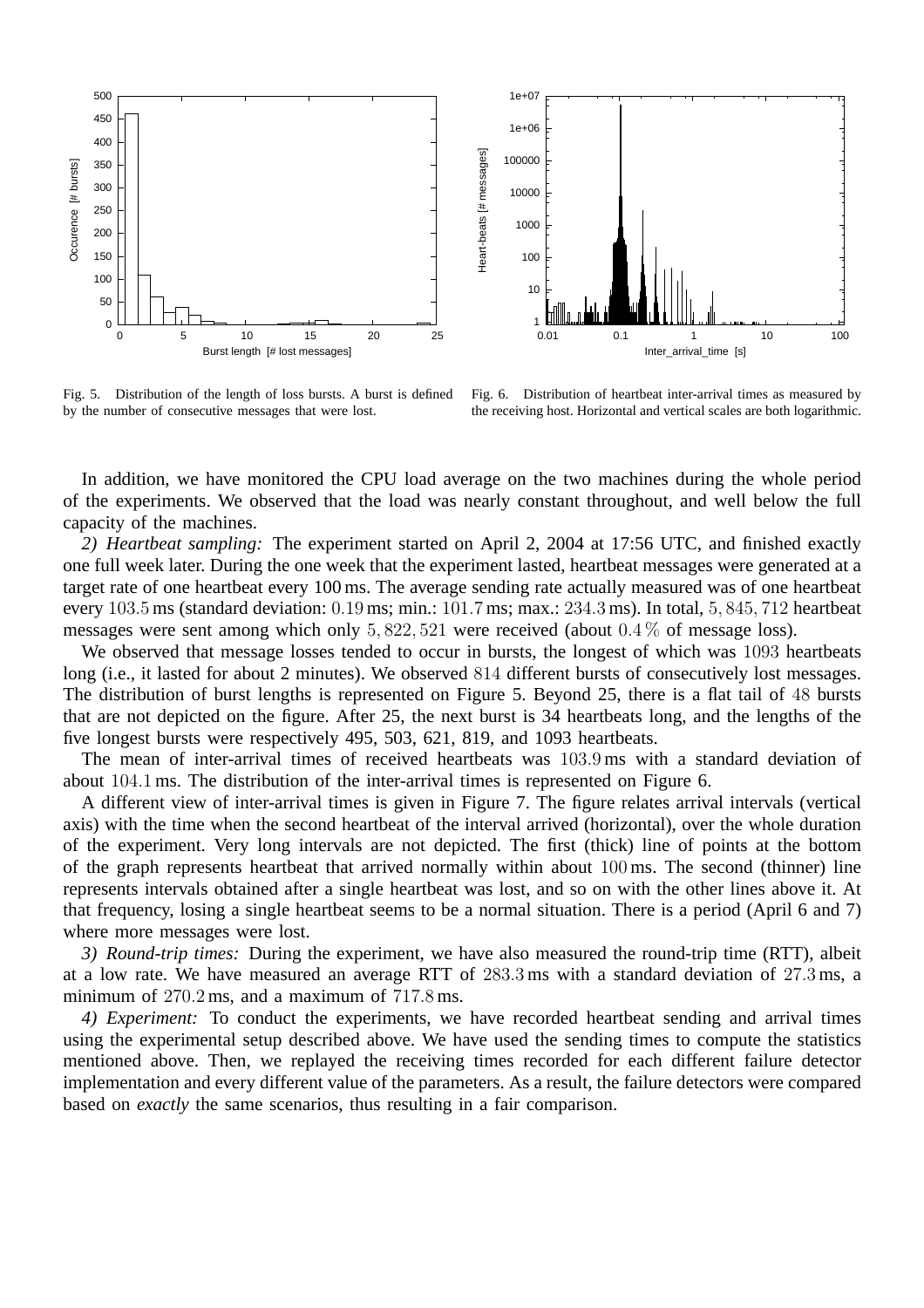Fig. 5. Distribution of the length of loss bursts. A burst is defined by the number of consecutive messages that were lost.

Fig. 6. Distribution of heartbeat inter-arrival times as measured by the receiving host. Horizontal and vertical scales are both logarithmic.

In addition, we have monitored the CPU load average on the two machines during the whole period of the experiments. We observed that the load was nearly constant throughout, and well below the full capacity of the machines.

*2) Heartbeat sampling:* The experiment started on April 2, 2004 at 17:56 UTC, and finished exactly one full week later. During the one week that the experiment lasted, heartbeat messages were generated at a target rate of one heartbeat every 100 ms. The average sending rate actually measured was of one heartbeat every $103.5$ ms (standard deviation: $0.19$ ms; min.: $101.7$ ms; max.: $234.3$ ms). In total, $5,845,712$ heartbeat messages were sent among which only $5,822,521$ were received (about $0.4\,\%$ of message loss).

We observed that message losses tended to occur in bursts, the longest of which was $1093$ heartbeats long (i.e., it lasted for about 2 minutes). We observed $814$ different bursts of consecutively lost messages. The distribution of burst lengths is represented on Figure 5. Beyond 25, there is a flat tail of $48$ bursts that are not depicted on the figure. After 25, the next burst is 34 heartbeats long, and the lengths of the five longest bursts were respectively 495, 503, 621, 819, and 1093 heartbeats.

The mean of inter-arrival times of received heartbeats was $103.9$ ms with a standard deviation of about $104.1$ ms. The distribution of the inter-arrival times is represented on Figure 6.

A different view of inter-arrival times is given in Figure 7. The figure relates arrival intervals (vertical axis) with the time when the second heartbeat of the interval arrived (horizontal), over the whole duration of the experiment. Very long intervals are not depicted. The first (thick) line of points at the bottom of the graph represents heartbeat that arrived normally within about $100$ ms. The second (thinner) line represents intervals obtained after a single heartbeat was lost, and so on with the other lines above it. At that frequency, losing a single heartbeat seems to be a normal situation. There is a period (April 6 and 7) where more messages were lost.

*3) Round-trip times:* During the experiment, we have also measured the round-trip time (RTT), albeit at a low rate. We have measured an average RTT of $283.3$ ms with a standard deviation of $27.3$ ms, a minimum of $270.2$ ms, and a maximum of $717.8$ ms.

*4) Experiment:* To conduct the experiments, we have recorded heartbeat sending and arrival times using the experimental setup described above. We have used the sending times to compute the statistics mentioned above. Then, we replayed the receiving times recorded for each different failure detector implementation and every different value of the parameters. As a result, the failure detectors were compared based on *exactly* the same scenarios, thus resulting in a fair comparison.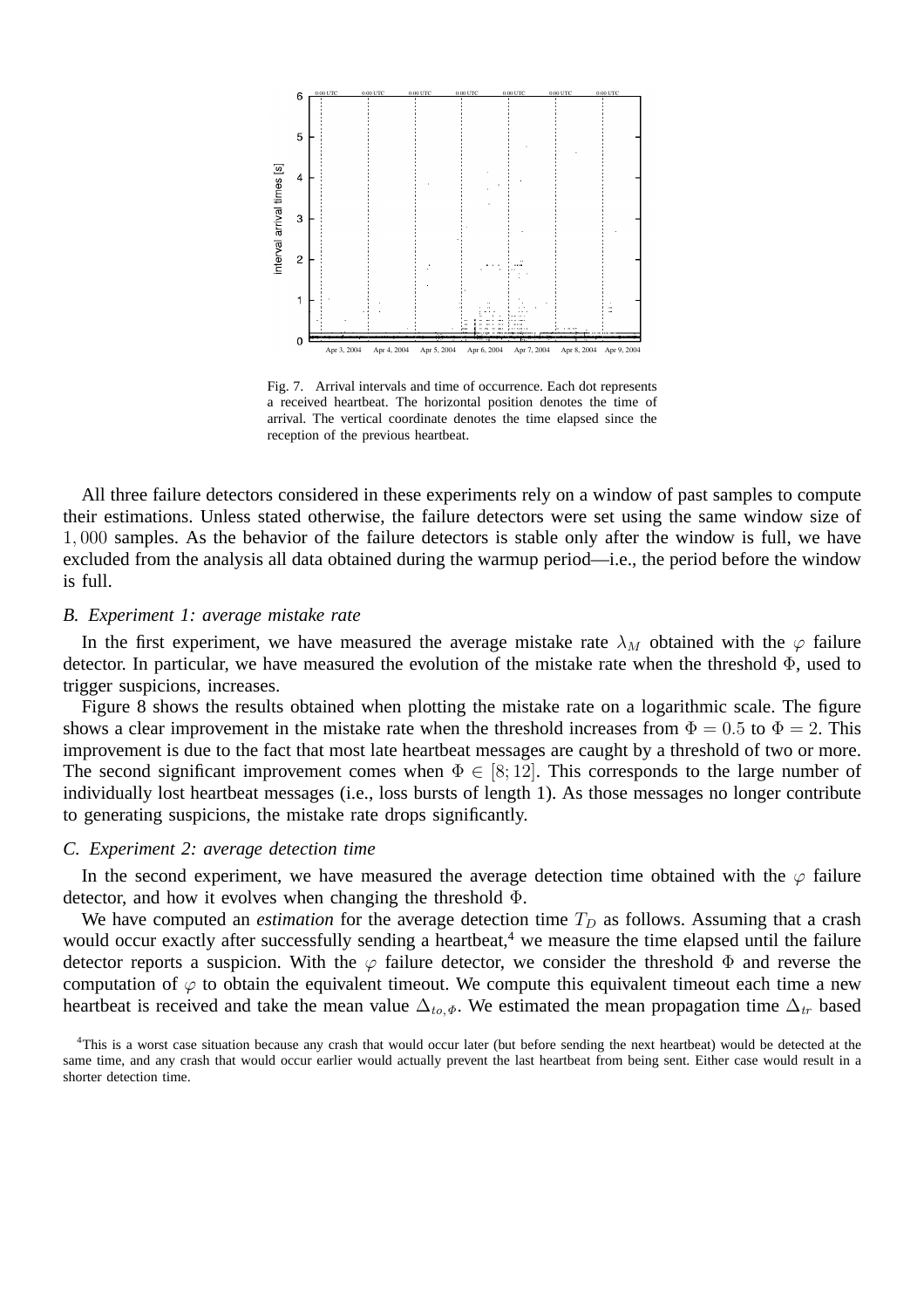Fig. 7. Arrival intervals and time of occurrence. Each dot represents a received heartbeat. The horizontal position denotes the time of arrival. The vertical coordinate denotes the time elapsed since the reception of the previous heartbeat.

All three failure detectors considered in these experiments rely on a window of past samples to compute their estimations. Unless stated otherwise, the failure detectors were set using the same window size of $1,000$ samples. As the behavior of the failure detectors is stable only after the window is full, we have excluded from the analysis all data obtained during the warmup period—i.e., the period before the window is full.

### *B. Experiment 1: average mistake rate*

In the first experiment, we have measured the average mistake rate $\lambda_M$ obtained with the $\varphi$ failure detector. In particular, we have measured the evolution of the mistake rate when the threshold $\Phi$, used to trigger suspicions, increases.

Figure 8 shows the results obtained when plotting the mistake rate on a logarithmic scale. The figure shows a clear improvement in the mistake rate when the threshold increases from $\Phi = 0.5$ to $\Phi = 2$. This improvement is due to the fact that most late heartbeat messages are caught by a threshold of two or more. The second significant improvement comes when $\Phi \in [8; 12]$. This corresponds to the large number of individually lost heartbeat messages (i.e., loss bursts of length 1). As those messages no longer contribute to generating suspicions, the mistake rate drops significantly.

### *C. Experiment 2: average detection time*

In the second experiment, we have measured the average detection time obtained with the $\varphi$ failure detector, and how it evolves when changing the threshold $\Phi$.

We have computed an *estimation* for the average detection time $T_D$ as follows. Assuming that a crash would occur exactly after successfully sending a heartbeat,[4] we measure the time elapsed until the failure detector reports a suspicion. With the $\varphi$ failure detector, we consider the threshold $\Phi$ and reverse the computation of $\varphi$ to obtain the equivalent timeout. We compute this equivalent timeout each time a new heartbeat is received and take the mean value $\Delta_{to,\Phi}$. We estimated the mean propagation time $\Delta_{tr}$ based

[4]This is a worst case situation because any crash that would occur later (but before sending the next heartbeat) would be detected at the same time, and any crash that would occur earlier would actually prevent the last heartbeat from being sent. Either case would result in a shorter detection time.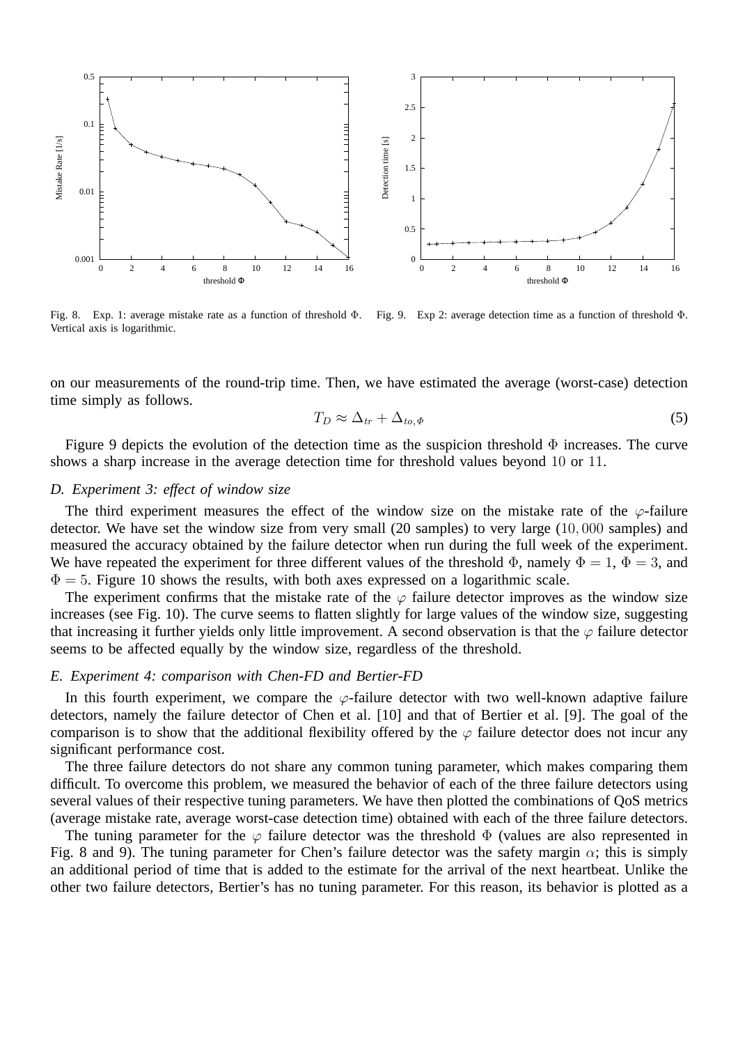Fig. 8. Exp. 1: average mistake rate as a function of threshold Φ. Vertical axis is logarithmic.

Fig. 9. Exp 2: average detection time as a function of threshold Φ.

on our measurements of the round-trip time. Then, we have estimated the average (worst-case) detection time simply as follows.

$$T_D \approx \Delta_{tr} + \Delta_{to,\Phi} \tag{5}$$

Figure 9 depicts the evolution of the detection time as the suspicion threshold $\Phi$ increases. The curve shows a sharp increase in the average detection time for threshold values beyond 10 or 11.

### *D. Experiment 3: effect of window size*

The third experiment measures the effect of the window size on the mistake rate of the $\varphi$-failure detector. We have set the window size from very small (20 samples) to very large (10,000 samples) and measured the accuracy obtained by the failure detector when run during the full week of the experiment. We have repeated the experiment for three different values of the threshold $\Phi$, namely $\Phi = 1$, $\Phi = 3$, and $\Phi = 5$. Figure 10 shows the results, with both axes expressed on a logarithmic scale.

The experiment confirms that the mistake rate of the $\varphi$ failure detector improves as the window size increases (see Fig. 10). The curve seems to flatten slightly for large values of the window size, suggesting that increasing it further yields only little improvement. A second observation is that the $\varphi$ failure detector seems to be affected equally by the window size, regardless of the threshold.

### *E. Experiment 4: comparison with Chen-FD and Bertier-FD*

In this fourth experiment, we compare the $\varphi$-failure detector with two well-known adaptive failure detectors, namely the failure detector of Chen et al. [10] and that of Bertier et al. [9]. The goal of the comparison is to show that the additional flexibility offered by the $\varphi$ failure detector does not incur any significant performance cost.

The three failure detectors do not share any common tuning parameter, which makes comparing them difficult. To overcome this problem, we measured the behavior of each of the three failure detectors using several values of their respective tuning parameters. We have then plotted the combinations of QoS metrics (average mistake rate, average worst-case detection time) obtained with each of the three failure detectors.

The tuning parameter for the $\varphi$ failure detector was the threshold $\Phi$ (values are also represented in Fig. 8 and 9). The tuning parameter for Chen's failure detector was the safety margin $\alpha$; this is simply an additional period of time that is added to the estimate for the arrival of the next heartbeat. Unlike the other two failure detectors, Bertier's has no tuning parameter. For this reason, its behavior is plotted as a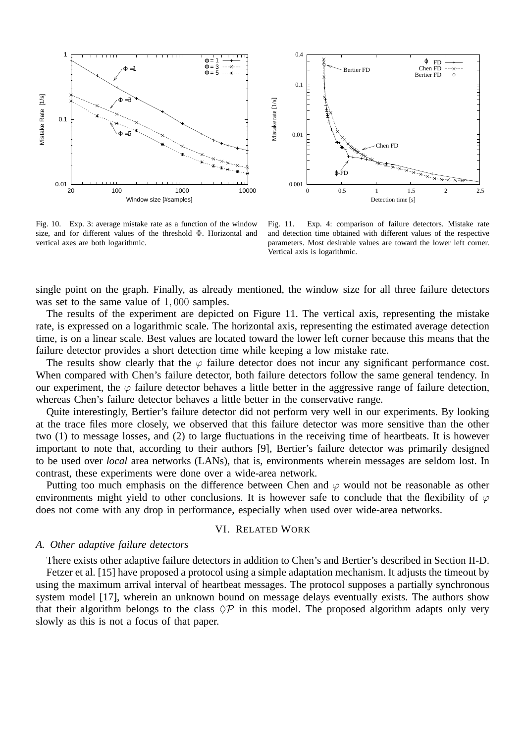Fig. 10. Exp. 3: average mistake rate as a function of the window size, and for different values of the threshold Φ. Horizontal and vertical axes are both logarithmic.

Fig. 11. Exp. 4: comparison of failure detectors. Mistake rate and detection time obtained with different values of the respective parameters. Most desirable values are toward the lower left corner. Vertical axis is logarithmic.

single point on the graph. Finally, as already mentioned, the window size for all three failure detectors was set to the same value of $1,000$ samples.

The results of the experiment are depicted on Figure 11. The vertical axis, representing the mistake rate, is expressed on a logarithmic scale. The horizontal axis, representing the estimated average detection time, is on a linear scale. Best values are located toward the lower left corner because this means that the failure detector provides a short detection time while keeping a low mistake rate.

The results show clearly that the $\varphi$ failure detector does not incur any significant performance cost. When compared with Chen's failure detector, both failure detectors follow the same general tendency. In our experiment, the $\varphi$ failure detector behaves a little better in the aggressive range of failure detection, whereas Chen's failure detector behaves a little better in the conservative range.

Quite interestingly, Bertier's failure detector did not perform very well in our experiments. By looking at the trace files more closely, we observed that this failure detector was more sensitive than the other two (1) to message losses, and (2) to large fluctuations in the receiving time of heartbeats. It is however important to note that, according to their authors [9], Bertier's failure detector was primarily designed to be used over *local* area networks (LANs), that is, environments wherein messages are seldom lost. In contrast, these experiments were done over a wide-area network.

Putting too much emphasis on the difference between Chen and $\varphi$ would not be reasonable as other environments might yield to other conclusions. It is however safe to conclude that the flexibility of $\varphi$ does not come with any drop in performance, especially when used over wide-area networks.

## VI. Related Work

### A. Other adaptive failure detectors

There exists other adaptive failure detectors in addition to Chen's and Bertier's described in Section II-D.

Fetzer et al. [15] have proposed a protocol using a simple adaptation mechanism. It adjusts the timeout by using the maximum arrival interval of heartbeat messages. The protocol supposes a partially synchronous system model [17], wherein an unknown bound on message delays eventually exists. The authors show that their algorithm belongs to the class $\Diamond\mathcal{P}$ in this model. The proposed algorithm adapts only very slowly as this is not a focus of that paper.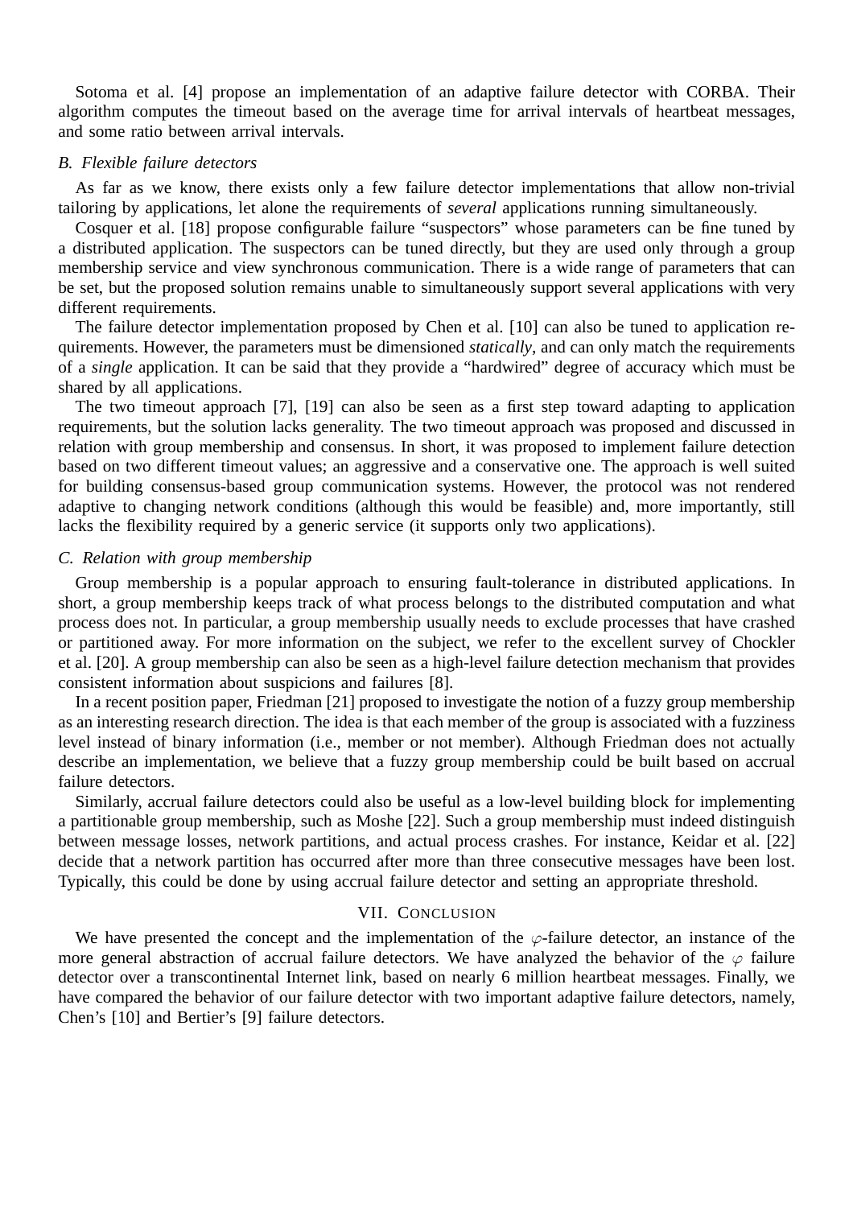Sotoma et al. [4] propose an implementation of an adaptive failure detector with CORBA. Their algorithm computes the timeout based on the average time for arrival intervals of heartbeat messages, and some ratio between arrival intervals.

### B. Flexible failure detectors

As far as we know, there exists only a few failure detector implementations that allow non-trivial tailoring by applications, let alone the requirements of *several* applications running simultaneously.

Cosquer et al. [18] propose configurable failure "suspectors" whose parameters can be fine tuned by a distributed application. The suspectors can be tuned directly, but they are used only through a group membership service and view synchronous communication. There is a wide range of parameters that can be set, but the proposed solution remains unable to simultaneously support several applications with very different requirements.

The failure detector implementation proposed by Chen et al. [10] can also be tuned to application requirements. However, the parameters must be dimensioned *statically*, and can only match the requirements of a *single* application. It can be said that they provide a "hardwired" degree of accuracy which must be shared by all applications.

The two timeout approach [7], [19] can also be seen as a first step toward adapting to application requirements, but the solution lacks generality. The two timeout approach was proposed and discussed in relation with group membership and consensus. In short, it was proposed to implement failure detection based on two different timeout values; an aggressive and a conservative one. The approach is well suited for building consensus-based group communication systems. However, the protocol was not rendered adaptive to changing network conditions (although this would be feasible) and, more importantly, still lacks the flexibility required by a generic service (it supports only two applications).

### C. Relation with group membership

Group membership is a popular approach to ensuring fault-tolerance in distributed applications. In short, a group membership keeps track of what process belongs to the distributed computation and what process does not. In particular, a group membership usually needs to exclude processes that have crashed or partitioned away. For more information on the subject, we refer to the excellent survey of Chockler et al. [20]. A group membership can also be seen as a high-level failure detection mechanism that provides consistent information about suspicions and failures [8].

In a recent position paper, Friedman [21] proposed to investigate the notion of a fuzzy group membership as an interesting research direction. The idea is that each member of the group is associated with a fuzziness level instead of binary information (i.e., member or not member). Although Friedman does not actually describe an implementation, we believe that a fuzzy group membership could be built based on accrual failure detectors.

Similarly, accrual failure detectors could also be useful as a low-level building block for implementing a partitionable group membership, such as Moshe [22]. Such a group membership must indeed distinguish between message losses, network partitions, and actual process crashes. For instance, Keidar et al. [22] decide that a network partition has occurred after more than three consecutive messages have been lost. Typically, this could be done by using accrual failure detector and setting an appropriate threshold.

## VII. Conclusion

We have presented the concept and the implementation of the $\varphi$-failure detector, an instance of the more general abstraction of accrual failure detectors. We have analyzed the behavior of the $\varphi$ failure detector over a transcontinental Internet link, based on nearly 6 million heartbeat messages. Finally, we have compared the behavior of our failure detector with two important adaptive failure detectors, namely, Chen's [10] and Bertier's [9] failure detectors.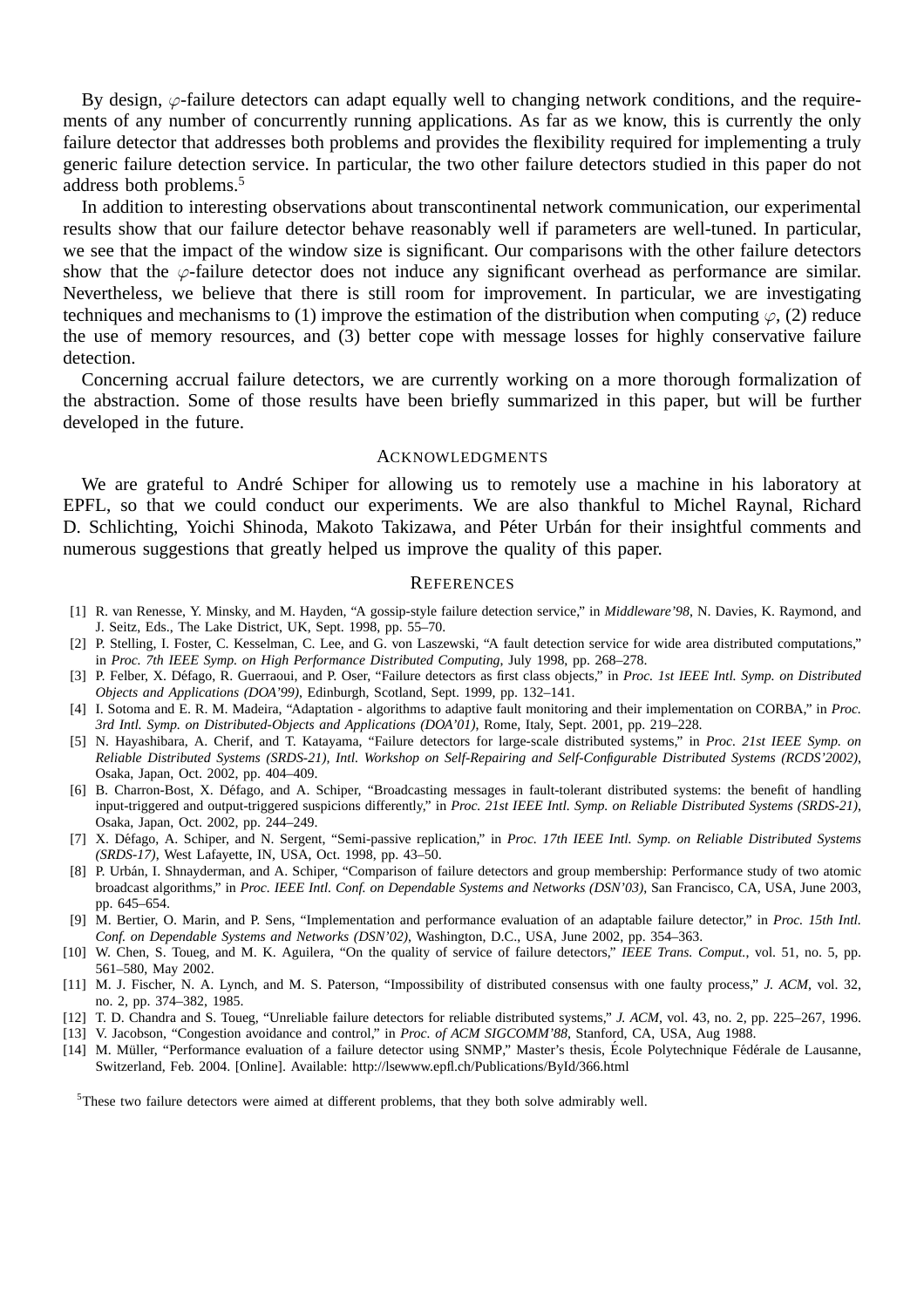By design, $\varphi$-failure detectors can adapt equally well to changing network conditions, and the requirements of any number of concurrently running applications. As far as we know, this is currently the only failure detector that addresses both problems and provides the flexibility required for implementing a truly generic failure detection service. In particular, the two other failure detectors studied in this paper do not address both problems.[5]

In addition to interesting observations about transcontinental network communication, our experimental results show that our failure detector behave reasonably well if parameters are well-tuned. In particular, we see that the impact of the window size is significant. Our comparisons with the other failure detectors show that the $\varphi$-failure detector does not induce any significant overhead as performance are similar. Nevertheless, we believe that there is still room for improvement. In particular, we are investigating techniques and mechanisms to (1) improve the estimation of the distribution when computing $\varphi$, (2) reduce the use of memory resources, and (3) better cope with message losses for highly conservative failure detection.

Concerning accrual failure detectors, we are currently working on a more thorough formalization of the abstraction. Some of those results have been briefly summarized in this paper, but will be further developed in the future.

## Acknowledgments

We are grateful to André Schiper for allowing us to remotely use a machine in his laboratory at EPFL, so that we could conduct our experiments. We are also thankful to Michel Raynal, Richard D. Schlichting, Yoichi Shinoda, Makoto Takizawa, and Péter Urbán for their insightful comments and numerous suggestions that greatly helped us improve the quality of this paper.

## References

[1] R. van Renesse, Y. Minsky, and M. Hayden, "A gossip-style failure detection service," in *Middleware'98*, N. Davies, K. Raymond, and J. Seitz, Eds., The Lake District, UK, Sept. 1998, pp. 55–70.

[2] P. Stelling, I. Foster, C. Kesselman, C. Lee, and G. von Laszewski, "A fault detection service for wide area distributed computations," in *Proc. 7th IEEE Symp. on High Performance Distributed Computing*, July 1998, pp. 268–278.

[3] P. Felber, X. Défago, R. Guerraoui, and P. Oser, "Failure detectors as first class objects," in *Proc. 1st IEEE Intl. Symp. on Distributed Objects and Applications (DOA'99)*, Edinburgh, Scotland, Sept. 1999, pp. 132–141.

[4] I. Sotoma and E. R. M. Madeira, "Adaptation - algorithms to adaptive fault monitoring and their implementation on CORBA," in *Proc. 3rd Intl. Symp. on Distributed-Objects and Applications (DOA'01)*, Rome, Italy, Sept. 2001, pp. 219–228.

[5] N. Hayashibara, A. Cherif, and T. Katayama, "Failure detectors for large-scale distributed systems," in *Proc. 21st IEEE Symp. on Reliable Distributed Systems (SRDS-21), Intl. Workshop on Self-Repairing and Self-Configurable Distributed Systems (RCDS'2002)*, Osaka, Japan, Oct. 2002, pp. 404–409.

[6] B. Charron-Bost, X. Défago, and A. Schiper, "Broadcasting messages in fault-tolerant distributed systems: the benefit of handling input-triggered and output-triggered suspicions differently," in *Proc. 21st IEEE Intl. Symp. on Reliable Distributed Systems (SRDS-21)*, Osaka, Japan, Oct. 2002, pp. 244–249.

[7] X. Défago, A. Schiper, and N. Sergent, "Semi-passive replication," in *Proc. 17th IEEE Intl. Symp. on Reliable Distributed Systems (SRDS-17)*, West Lafayette, IN, USA, Oct. 1998, pp. 43–50.

[8] P. Urbán, I. Shnayderman, and A. Schiper, "Comparison of failure detectors and group membership: Performance study of two atomic broadcast algorithms," in *Proc. IEEE Intl. Conf. on Dependable Systems and Networks (DSN'03)*, San Francisco, CA, USA, June 2003, pp. 645–654.

[9] M. Bertier, O. Marin, and P. Sens, "Implementation and performance evaluation of an adaptable failure detector," in *Proc. 15th Intl. Conf. on Dependable Systems and Networks (DSN'02)*, Washington, D.C., USA, June 2002, pp. 354–363.

[10] W. Chen, S. Toueg, and M. K. Aguilera, "On the quality of service of failure detectors," *IEEE Trans. Comput.*, vol. 51, no. 5, pp. 561–580, May 2002.

[11] M. J. Fischer, N. A. Lynch, and M. S. Paterson, "Impossibility of distributed consensus with one faulty process," *J. ACM*, vol. 32, no. 2, pp. 374–382, 1985.

[12] T. D. Chandra and S. Toueg, "Unreliable failure detectors for reliable distributed systems," *J. ACM*, vol. 43, no. 2, pp. 225–267, 1996.

[13] V. Jacobson, "Congestion avoidance and control," in *Proc. of ACM SIGCOMM'88*, Stanford, CA, USA, Aug 1988.

[14] M. Müller, "Performance evaluation of a failure detector using SNMP," Master's thesis, École Polytechnique Fédérale de Lausanne, Switzerland, Feb. 2004. [Online]. Available: http://lsewww.epfl.ch/Publications/ById/366.html

[5] These two failure detectors were aimed at different problems, that they both solve admirably well.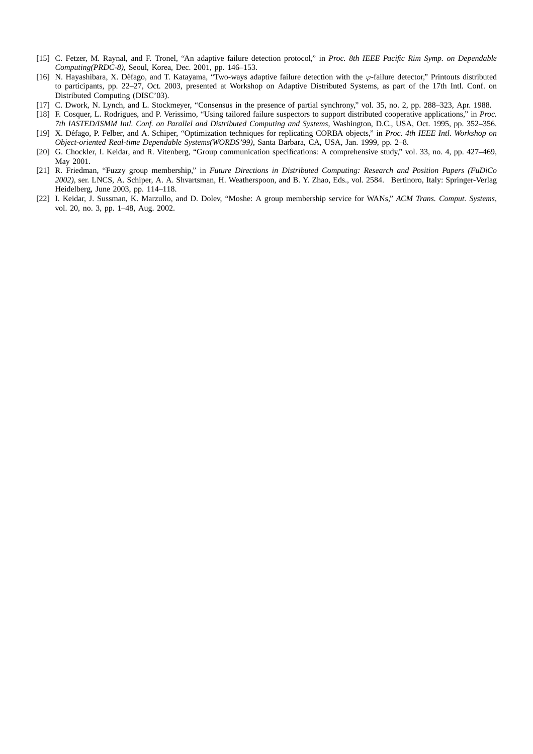[15] C. Fetzer, M. Raynal, and F. Tronel, "An adaptive failure detection protocol," in *Proc. 8th IEEE Pacific Rim Symp. on Dependable Computing(PRDC-8)*, Seoul, Korea, Dec. 2001, pp. 146–153.

[16] N. Hayashibara, X. Défago, and T. Katayama, "Two-ways adaptive failure detection with the $\varphi$-failure detector," Printouts distributed to participants, pp. 22–27, Oct. 2003, presented at Workshop on Adaptive Distributed Systems, as part of the 17th Intl. Conf. on Distributed Computing (DISC'03).

[17] C. Dwork, N. Lynch, and L. Stockmeyer, "Consensus in the presence of partial synchrony," vol. 35, no. 2, pp. 288–323, Apr. 1988.

[18] F. Cosquer, L. Rodrigues, and P. Verissimo, "Using tailored failure suspectors to support distributed cooperative applications," in *Proc. 7th IASTED/ISMM Intl. Conf. on Parallel and Distributed Computing and Systems*, Washington, D.C., USA, Oct. 1995, pp. 352–356.

[19] X. Défago, P. Felber, and A. Schiper, "Optimization techniques for replicating CORBA objects," in *Proc. 4th IEEE Intl. Workshop on Object-oriented Real-time Dependable Systems(WORDS'99)*, Santa Barbara, CA, USA, Jan. 1999, pp. 2–8.

[20] G. Chockler, I. Keidar, and R. Vitenberg, "Group communication specifications: A comprehensive study," vol. 33, no. 4, pp. 427–469, May 2001.

[21] R. Friedman, "Fuzzy group membership," in *Future Directions in Distributed Computing: Research and Position Papers (FuDiCo 2002)*, ser. LNCS, A. Schiper, A. A. Shvartsman, H. Weatherspoon, and B. Y. Zhao, Eds., vol. 2584. Bertinoro, Italy: Springer-Verlag Heidelberg, June 2003, pp. 114–118.

[22] I. Keidar, J. Sussman, K. Marzullo, and D. Dolev, "Moshe: A group membership service for WANs," *ACM Trans. Comput. Systems*, vol. 20, no. 3, pp. 1–48, Aug. 2002.